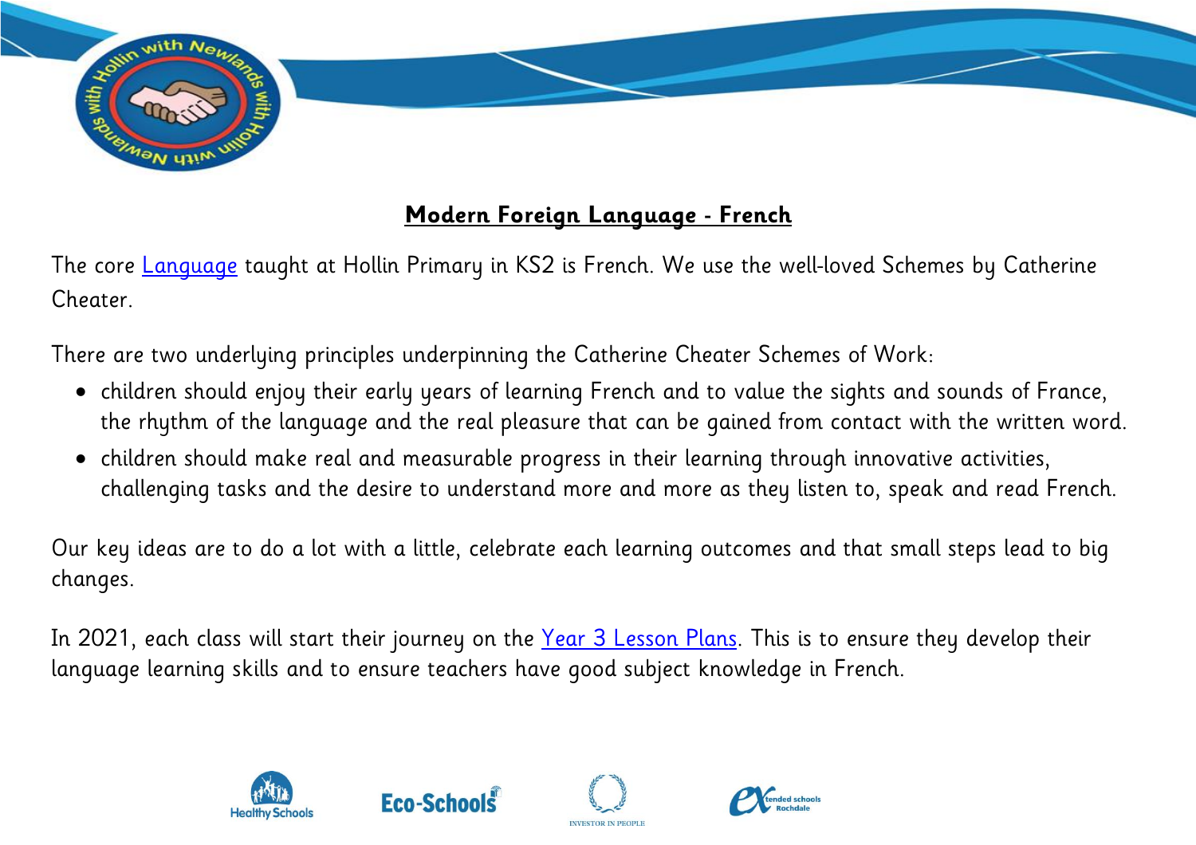# Modern Foreign Language - French

The core Language taught at Hollin Primary in KS2 is French. We use the well-loved Schemes by Catherine Cheater.

There are two underlying principles underpinning the Catherine Cheater Schemes of Work:

- children should enjoy their early years of learning French and to value the sights and sounds of France, the rhythm of the language and the real pleasure that can be gained from contact with the written word.
- children should make real and measurable progress in their learning through innovative activities, challenging tasks and the desire to understand more and more as they listen to, speak and read French.

Our key ideas are to do a lot with a little, celebrate each learning outcomes and that small steps lead to big changes.

In 2021, each class will start their journey on the Year 3 Lesson Plans. This is to ensure they develop their language learning skills and to ensure teachers have good subject knowledge in French.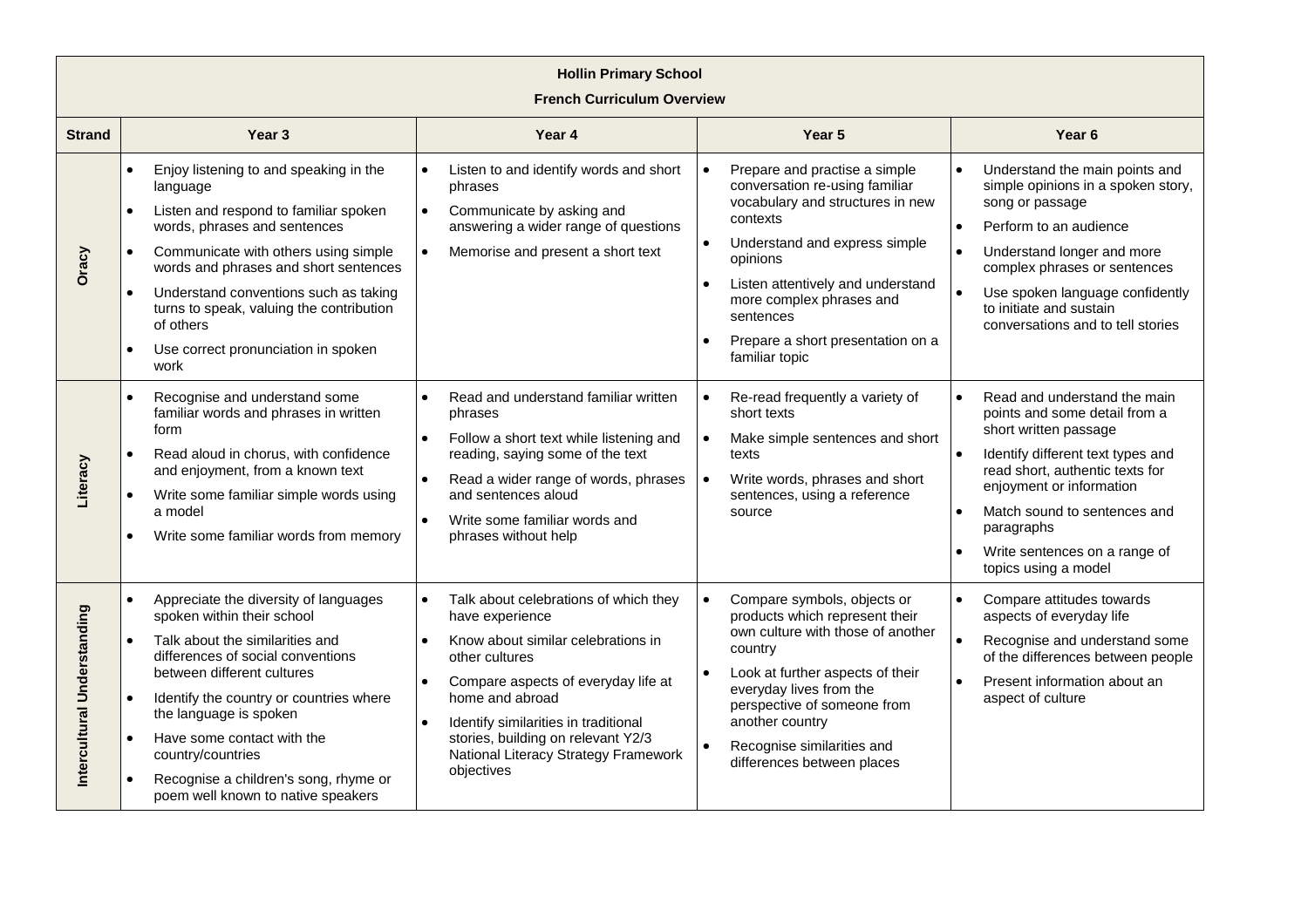**Hollin Primary School**

**French Curriculum Overview**

| Strand | Year 3 | Year 4 | Year 5 | Year 6 |
|---|---|---|---|---|
| **Oracy** | • Enjoy listening to and speaking in the language<br>• Listen and respond to familiar spoken words, phrases and sentences<br>• Communicate with others using simple words and phrases and short sentences<br>• Understand conventions such as taking turns to speak, valuing the contribution of others<br>• Use correct pronunciation in spoken work | • Listen to and identify words and short phrases<br>• Communicate by asking and answering a wider range of questions<br>• Memorise and present a short text | • Prepare and practise a simple conversation re-using familiar vocabulary and structures in new contexts<br>• Understand and express simple opinions<br>• Listen attentively and understand more complex phrases and sentences<br>• Prepare a short presentation on a familiar topic | • Understand the main points and simple opinions in a spoken story, song or passage<br>• Perform to an audience<br>• Understand longer and more complex phrases or sentences<br>• Use spoken language confidently to initiate and sustain conversations and to tell stories |
| **Literacy** | • Recognise and understand some familiar words and phrases in written form<br>• Read aloud in chorus, with confidence and enjoyment, from a known text<br>• Write some familiar simple words using a model<br>• Write some familiar words from memory | • Read and understand familiar written phrases<br>• Follow a short text while listening and reading, saying some of the text<br>• Read a wider range of words, phrases and sentences aloud<br>• Write some familiar words and phrases without help | • Re-read frequently a variety of short texts<br>• Make simple sentences and short texts<br>• Write words, phrases and short sentences, using a reference source | • Read and understand the main points and some detail from a short written passage<br>• Identify different text types and read short, authentic texts for enjoyment or information<br>• Match sound to sentences and paragraphs<br>• Write sentences on a range of topics using a model |
| **Intercultural Understanding** | • Appreciate the diversity of languages spoken within their school<br>• Talk about the similarities and differences of social conventions between different cultures<br>• Identify the country or countries where the language is spoken<br>• Have some contact with the country/countries<br>• Recognise a children's song, rhyme or poem well known to native speakers | • Talk about celebrations of which they have experience<br>• Know about similar celebrations in other cultures<br>• Compare aspects of everyday life at home and abroad<br>• Identify similarities in traditional stories, building on relevant Y2/3 National Literacy Strategy Framework objectives | • Compare symbols, objects or products which represent their own culture with those of another country<br>• Look at further aspects of their everyday lives from the perspective of someone from another country<br>• Recognise similarities and differences between places | • Compare attitudes towards aspects of everyday life<br>• Recognise and understand some of the differences between people<br>• Present information about an aspect of culture |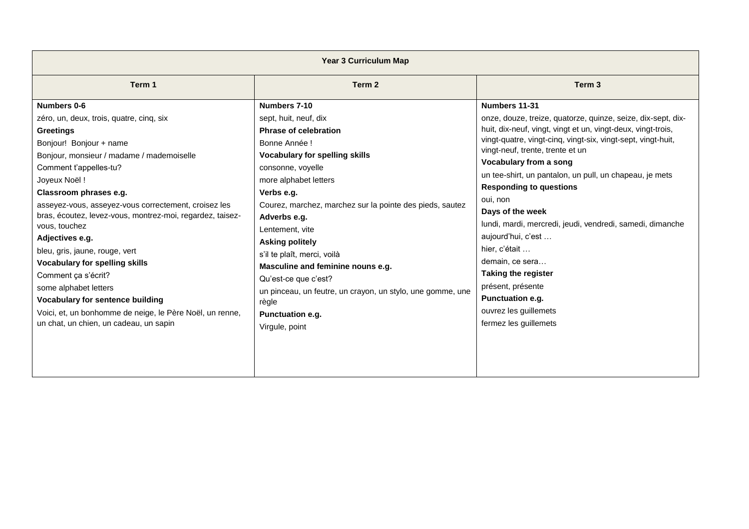| Year 3 Curriculum Map | | |
| --- | --- | --- |
| **Term 1** | **Term 2** | **Term 3** |
| **Numbers 0-6**<br>zéro, un, deux, trois, quatre, cinq, six<br>**Greetings**<br>Bonjour! Bonjour + name<br>Bonjour, monsieur / madame / mademoiselle<br>Comment t'appelles-tu?<br>Joyeux Noël !<br>**Classroom phrases e.g.**<br>asseyez-vous, asseyez-vous correctement, croisez les bras, écoutez, levez-vous, montrez-moi, regardez, taisez-vous, touchez<br>**Adjectives e.g.**<br>bleu, gris, jaune, rouge, vert<br>**Vocabulary for spelling skills**<br>Comment ça s'écrit?<br>some alphabet letters<br>**Vocabulary for sentence building**<br>Voici, et, un bonhomme de neige, le Père Noël, un renne, un chat, un chien, un cadeau, un sapin | **Numbers 7-10**<br>sept, huit, neuf, dix<br>**Phrase of celebration**<br>Bonne Année !<br>**Vocabulary for spelling skills**<br>consonne, voyelle<br>more alphabet letters<br>**Verbs e.g.**<br>Courez, marchez, marchez sur la pointe des pieds, sautez<br>**Adverbs e.g.**<br>Lentement, vite<br>**Asking politely**<br>s'il te plaît, merci, voilà<br>**Masculine and feminine nouns e.g.**<br>Qu'est-ce que c'est?<br>un pinceau, un feutre, un crayon, un stylo, une gomme, une règle<br>**Punctuation e.g.**<br>Virgule, point | **Numbers 11-31**<br>onze, douze, treize, quatorze, quinze, seize, dix-sept, dix-huit, dix-neuf, vingt, vingt et un, vingt-deux, vingt-trois, vingt-quatre, vingt-cinq, vingt-six, vingt-sept, vingt-huit, vingt-neuf, trente, trente et un<br>**Vocabulary from a song**<br>un tee-shirt, un pantalon, un pull, un chapeau, je mets<br>**Responding to questions**<br>oui, non<br>**Days of the week**<br>lundi, mardi, mercredi, jeudi, vendredi, samedi, dimanche<br>aujourd'hui, c'est …<br>hier, c'était …<br>demain, ce sera…<br>**Taking the register**<br>présent, présente<br>**Punctuation e.g.**<br>ouvrez les guillemets<br>fermez les guillemets |